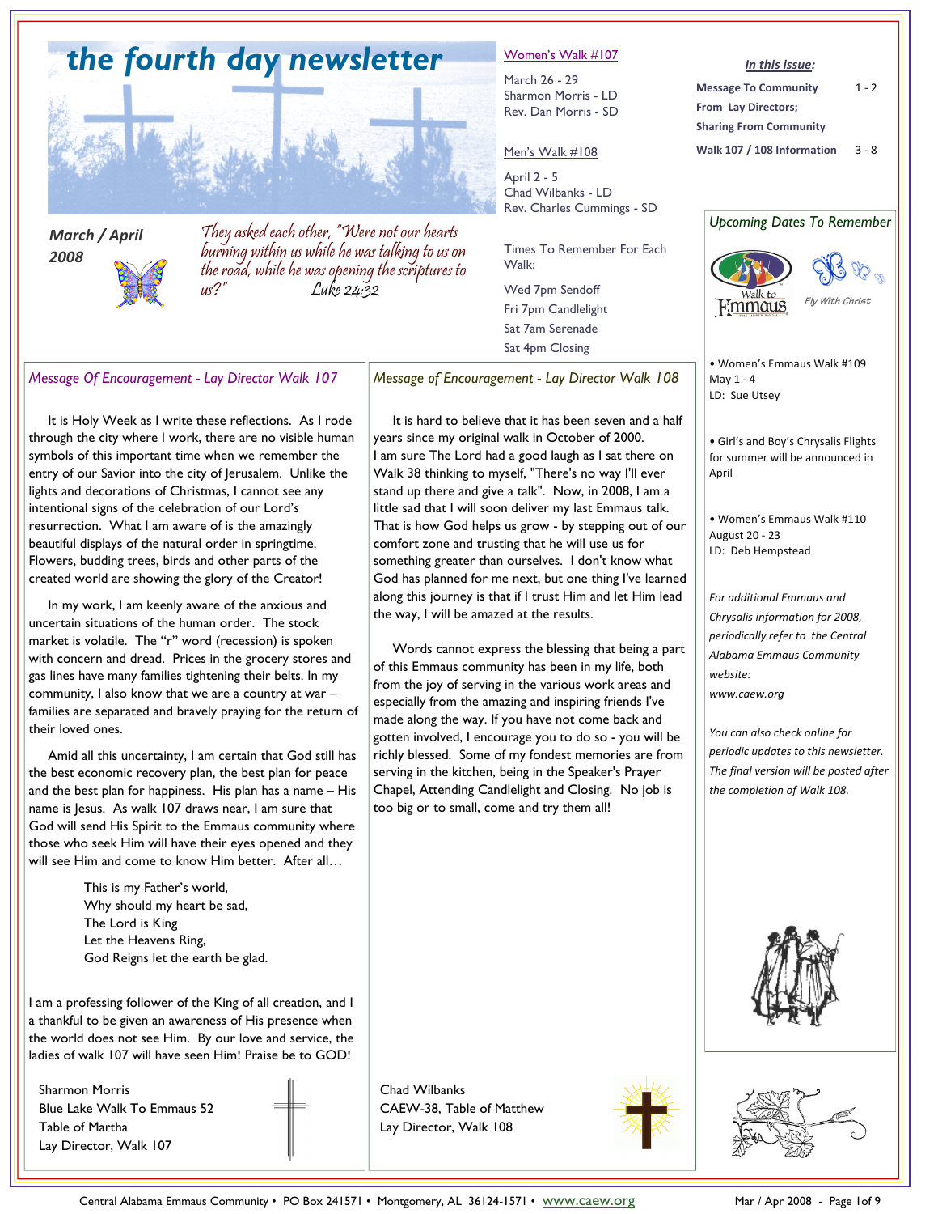# the fourth day newsletter

***March / April 2008***

*They asked each other, "Were not our hearts burning within us while he was talking to us on the road, while he was opening the scriptures to us?" Luke 24:32*

Women's Walk #107

March 26 - 29
Sharmon Morris - LD
Rev. Dan Morris - SD

Men's Walk #108

April 2 - 5
Chad Wilbanks - LD
Rev. Charles Cummings - SD

Times To Remember For Each Walk:

Wed 7pm Sendoff
Fri 7pm Candlelight
Sat 7am Serenade
Sat 4pm Closing

***In this issue:***

| | |
|---|---|
| **Message To Community From Lay Directors; Sharing From Community** | 1 - 2 |
| **Walk 107 / 108 Information** | 3 - 8 |

## *Message Of Encouragement - Lay Director Walk 107*

It is Holy Week as I write these reflections. As I rode through the city where I work, there are no visible human symbols of this important time when we remember the entry of our Savior into the city of Jerusalem. Unlike the lights and decorations of Christmas, I cannot see any intentional signs of the celebration of our Lord's resurrection. What I am aware of is the amazingly beautiful displays of the natural order in springtime. Flowers, budding trees, birds and other parts of the created world are showing the glory of the Creator!

In my work, I am keenly aware of the anxious and uncertain situations of the human order. The stock market is volatile. The "r" word (recession) is spoken with concern and dread. Prices in the grocery stores and gas lines have many families tightening their belts. In my community, I also know that we are a country at war – families are separated and bravely praying for the return of their loved ones.

Amid all this uncertainty, I am certain that God still has the best economic recovery plan, the best plan for peace and the best plan for happiness. His plan has a name – His name is Jesus. As walk 107 draws near, I am sure that God will send His Spirit to the Emmaus community where those who seek Him will have their eyes opened and they will see Him and come to know Him better. After all…

This is my Father's world,
Why should my heart be sad,
The Lord is King
Let the Heavens Ring,
God Reigns let the earth be glad.

I am a professing follower of the King of all creation, and I a thankful to be given an awareness of His presence when the world does not see Him. By our love and service, the ladies of walk 107 will have seen Him! Praise be to GOD!

Sharmon Morris
Blue Lake Walk To Emmaus 52
Table of Martha
Lay Director, Walk 107

## *Message of Encouragement - Lay Director Walk 108*

It is hard to believe that it has been seven and a half years since my original walk in October of 2000. I am sure The Lord had a good laugh as I sat there on Walk 38 thinking to myself, "There's no way I'll ever stand up there and give a talk". Now, in 2008, I am a little sad that I will soon deliver my last Emmaus talk. That is how God helps us grow - by stepping out of our comfort zone and trusting that he will use us for something greater than ourselves. I don't know what God has planned for me next, but one thing I've learned along this journey is that if I trust Him and let Him lead the way, I will be amazed at the results.

Words cannot express the blessing that being a part of this Emmaus community has been in my life, both from the joy of serving in the various work areas and especially from the amazing and inspiring friends I've made along the way. If you have not come back and gotten involved, I encourage you to do so - you will be richly blessed. Some of my fondest memories are from serving in the kitchen, being in the Speaker's Prayer Chapel, Attending Candlelight and Closing. No job is too big or to small, come and try them all!

Chad Wilbanks
CAEW-38, Table of Matthew
Lay Director, Walk 108

## *Upcoming Dates To Remember*

Walk to Emmaus — *Fly With Christ*

- Women's Emmaus Walk #109
  May 1 - 4
  LD: Sue Utsey

- Girl's and Boy's Chrysalis Flights for summer will be announced in April

- Women's Emmaus Walk #110
  August 20 - 23
  LD: Deb Hempstead

*For additional Emmaus and Chrysalis information for 2008, periodically refer to the Central Alabama Emmaus Community website:*
*www.caew.org*

*You can also check online for periodic updates to this newsletter. The final version will be posted after the completion of Walk 108.*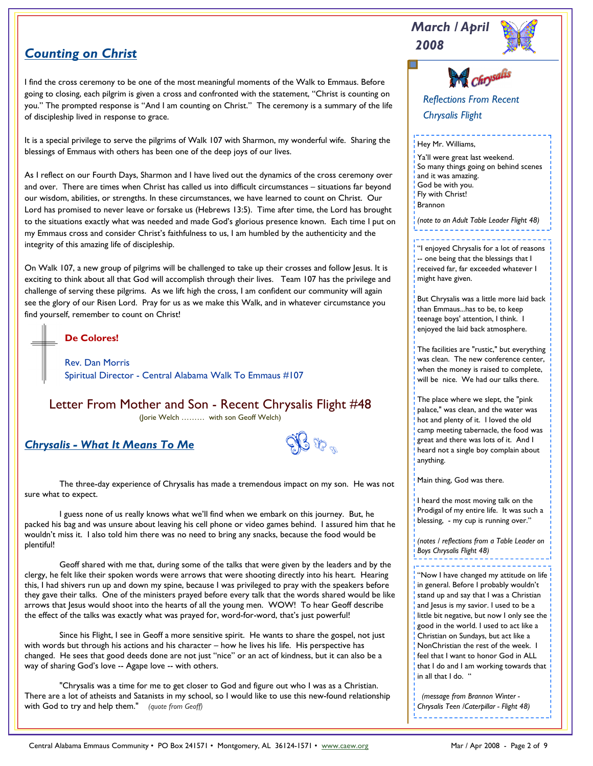## Counting on Christ

I find the cross ceremony to be one of the most meaningful moments of the Walk to Emmaus. Before going to closing, each pilgrim is given a cross and confronted with the statement, "Christ is counting on you." The prompted response is "And I am counting on Christ." The ceremony is a summary of the life of discipleship lived in response to grace.

It is a special privilege to serve the pilgrims of Walk 107 with Sharmon, my wonderful wife. Sharing the blessings of Emmaus with others has been one of the deep joys of our lives.

As I reflect on our Fourth Days, Sharmon and I have lived out the dynamics of the cross ceremony over and over. There are times when Christ has called us into difficult circumstances – situations far beyond our wisdom, abilities, or strengths. In these circumstances, we have learned to count on Christ. Our Lord has promised to never leave or forsake us (Hebrews 13:5). Time after time, the Lord has brought to the situations exactly what was needed and made God's glorious presence known. Each time I put on my Emmaus cross and consider Christ's faithfulness to us, I am humbled by the authenticity and the integrity of this amazing life of discipleship.

On Walk 107, a new group of pilgrims will be challenged to take up their crosses and follow Jesus. It is exciting to think about all that God will accomplish through their lives. Team 107 has the privilege and challenge of serving these pilgrims. As we lift high the cross, I am confident our community will again see the glory of our Risen Lord. Pray for us as we make this Walk, and in whatever circumstance you find yourself, remember to count on Christ!

**De Colores!**

Rev. Dan Morris
Spiritual Director - Central Alabama Walk To Emmaus #107

## Letter From Mother and Son - Recent Chrysalis Flight #48

(Jorie Welch ……… with son Geoff Welch)

## Chrysalis - What It Means To Me

The three-day experience of Chrysalis has made a tremendous impact on my son. He was not sure what to expect.

I guess none of us really knows what we'll find when we embark on this journey. But, he packed his bag and was unsure about leaving his cell phone or video games behind. I assured him that he wouldn't miss it. I also told him there was no need to bring any snacks, because the food would be plentiful!

Geoff shared with me that, during some of the talks that were given by the leaders and by the clergy, he felt like their spoken words were arrows that were shooting directly into his heart. Hearing this, I had shivers run up and down my spine, because I was privileged to pray with the speakers before they gave their talks. One of the ministers prayed before every talk that the words shared would be like arrows that Jesus would shoot into the hearts of all the young men. WOW! To hear Geoff describe the effect of the talks was exactly what was prayed for, word-for-word, that's just powerful!

Since his Flight, I see in Geoff a more sensitive spirit. He wants to share the gospel, not just with words but through his actions and his character – how he lives his life. His perspective has changed. He sees that good deeds done are not just "nice" or an act of kindness, but it can also be a way of sharing God's love -- Agape love -- with others.

"Chrysalis was a time for me to get closer to God and figure out who I was as a Christian. There are a lot of atheists and Satanists in my school, so I would like to use this new-found relationship with God to try and help them." *(quote from Geoff)*

---

**March / April 2008**

### Chrysalis

*Reflections From Recent Chrysalis Flight*

Hey Mr. Williams,

Ya'll were great last weekend.
So many things going on behind scenes and it was amazing.
God be with you.
Fly with Christ!
Brannon

*(note to an Adult Table Leader Flight 48)*

"I enjoyed Chrysalis for a lot of reasons -- one being that the blessings that I received far, far exceeded whatever I might have given.

But Chrysalis was a little more laid back than Emmaus...has to be, to keep teenage boys' attention, I think. I enjoyed the laid back atmosphere.

The facilities are "rustic," but everything was clean. The new conference center, when the money is raised to complete, will be nice. We had our talks there.

The place where we slept, the "pink palace," was clean, and the water was hot and plenty of it. I loved the old camp meeting tabernacle, the food was great and there was lots of it. And I heard not a single boy complain about anything.

Main thing, God was there.

I heard the most moving talk on the Prodigal of my entire life. It was such a blessing, - my cup is running over."

*(notes / reflections from a Table Leader on Boys Chrysalis Flight 48)*

"Now I have changed my attitude on life in general. Before I probably wouldn't stand up and say that I was a Christian and Jesus is my savior. I used to be a little bit negative, but now I only see the good in the world. I used to act like a Christian on Sundays, but act like a NonChristian the rest of the week. I feel that I want to honor God in ALL that I do and I am working towards that in all that I do. "

*(message from Brannon Winter - Chrysalis Teen /Caterpillar - Flight 48)*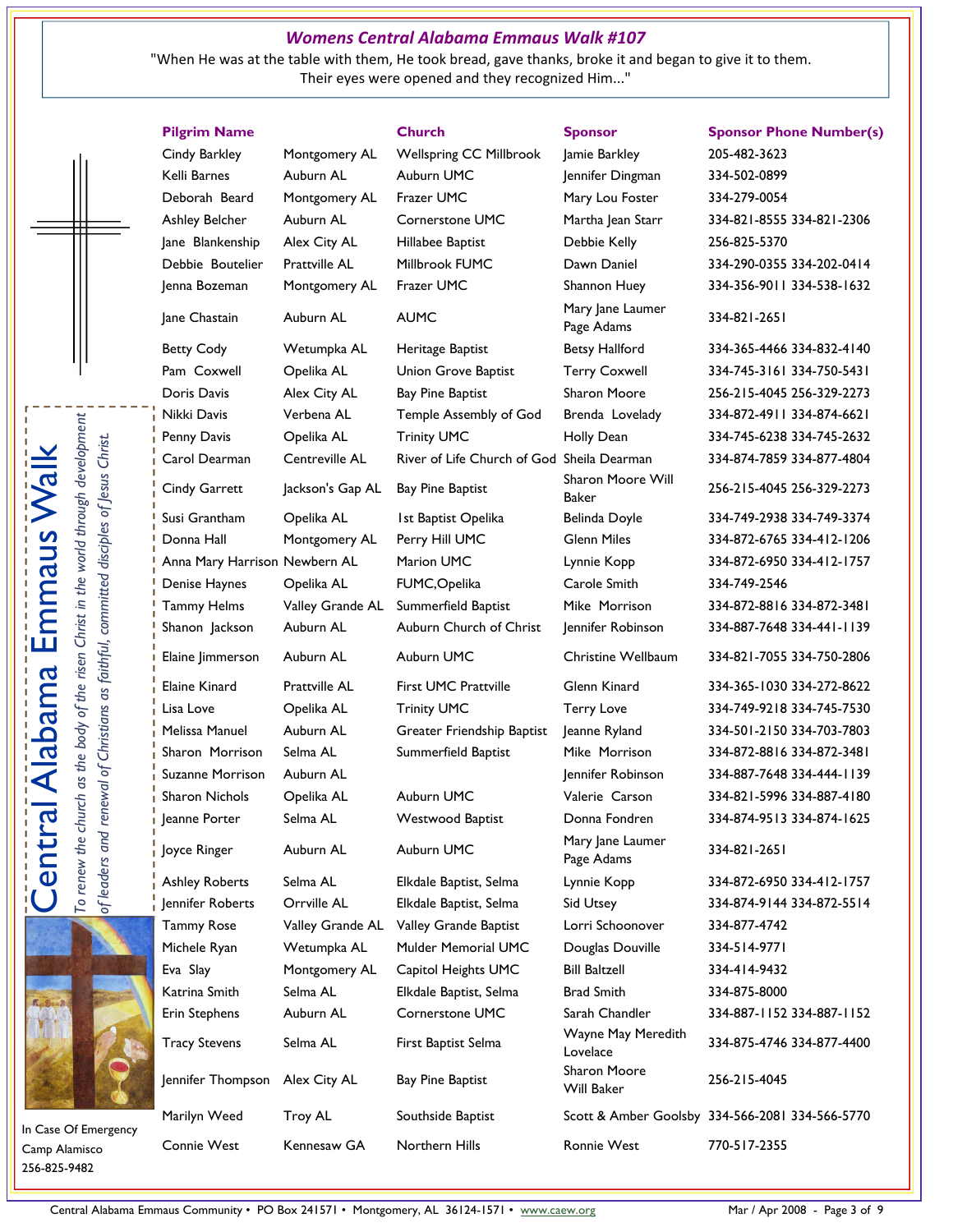## *Womens Central Alabama Emmaus Walk #107*

"When He was at the table with them, He took bread, gave thanks, broke it and began to give it to them. Their eyes were opened and they recognized Him..."

**Central Alabama Emmaus Walk**

*To renew the church as the body of the risen Christ in the world through development of leaders and renewal of Christians as faithful, committed disciples of Jesus Christ.*

| Pilgrim Name | | Church | Sponsor | Sponsor Phone Number(s) |
|---|---|---|---|---|
| Cindy Barkley | Montgomery AL | Wellspring CC Millbrook | Jamie Barkley | 205-482-3623 |
| Kelli Barnes | Auburn AL | Auburn UMC | Jennifer Dingman | 334-502-0899 |
| Deborah Beard | Montgomery AL | Frazer UMC | Mary Lou Foster | 334-279-0054 |
| Ashley Belcher | Auburn AL | Cornerstone UMC | Martha Jean Starr | 334-821-8555 334-821-2306 |
| Jane Blankenship | Alex City AL | Hillabee Baptist | Debbie Kelly | 256-825-5370 |
| Debbie Boutelier | Prattville AL | Millbrook FUMC | Dawn Daniel | 334-290-0355 334-202-0414 |
| Jenna Bozeman | Montgomery AL | Frazer UMC | Shannon Huey | 334-356-9011 334-538-1632 |
| Jane Chastain | Auburn AL | AUMC | Mary Jane Laumer Page Adams | 334-821-2651 |
| Betty Cody | Wetumpka AL | Heritage Baptist | Betsy Hallford | 334-365-4466 334-832-4140 |
| Pam Coxwell | Opelika AL | Union Grove Baptist | Terry Coxwell | 334-745-3161 334-750-5431 |
| Doris Davis | Alex City AL | Bay Pine Baptist | Sharon Moore | 256-215-4045 256-329-2273 |
| Nikki Davis | Verbena AL | Temple Assembly of God | Brenda Lovelady | 334-872-4911 334-874-6621 |
| Penny Davis | Opelika AL | Trinity UMC | Holly Dean | 334-745-6238 334-745-2632 |
| Carol Dearman | Centreville AL | River of Life Church of God | Sheila Dearman | 334-874-7859 334-877-4804 |
| Cindy Garrett | Jackson's Gap AL | Bay Pine Baptist | Sharon Moore Will Baker | 256-215-4045 256-329-2273 |
| Susi Grantham | Opelika AL | 1st Baptist Opelika | Belinda Doyle | 334-749-2938 334-749-3374 |
| Donna Hall | Montgomery AL | Perry Hill UMC | Glenn Miles | 334-872-6765 334-412-1206 |
| Anna Mary Harrison | Newbern AL | Marion UMC | Lynnie Kopp | 334-872-6950 334-412-1757 |
| Denise Haynes | Opelika AL | FUMC,Opelika | Carole Smith | 334-749-2546 |
| Tammy Helms | Valley Grande AL | Summerfield Baptist | Mike Morrison | 334-872-8816 334-872-3481 |
| Shanon Jackson | Auburn AL | Auburn Church of Christ | Jennifer Robinson | 334-887-7648 334-441-1139 |
| Elaine Jimmerson | Auburn AL | Auburn UMC | Christine Wellbaum | 334-821-7055 334-750-2806 |
| Elaine Kinard | Prattville AL | First UMC Prattville | Glenn Kinard | 334-365-1030 334-272-8622 |
| Lisa Love | Opelika AL | Trinity UMC | Terry Love | 334-749-9218 334-745-7530 |
| Melissa Manuel | Auburn AL | Greater Friendship Baptist | Jeanne Ryland | 334-501-2150 334-703-7803 |
| Sharon Morrison | Selma AL | Summerfield Baptist | Mike Morrison | 334-872-8816 334-872-3481 |
| Suzanne Morrison | Auburn AL | | Jennifer Robinson | 334-887-7648 334-444-1139 |
| Sharon Nichols | Opelika AL | Auburn UMC | Valerie Carson | 334-821-5996 334-887-4180 |
| Jeanne Porter | Selma AL | Westwood Baptist | Donna Fondren | 334-874-9513 334-874-1625 |
| Joyce Ringer | Auburn AL | Auburn UMC | Mary Jane Laumer Page Adams | 334-821-2651 |
| Ashley Roberts | Selma AL | Elkdale Baptist, Selma | Lynnie Kopp | 334-872-6950 334-412-1757 |
| Jennifer Roberts | Orrville AL | Elkdale Baptist, Selma | Sid Utsey | 334-874-9144 334-872-5514 |
| Tammy Rose | Valley Grande AL | Valley Grande Baptist | Lorri Schoonover | 334-877-4742 |
| Michele Ryan | Wetumpka AL | Mulder Memorial UMC | Douglas Douville | 334-514-9771 |
| Eva Slay | Montgomery AL | Capitol Heights UMC | Bill Baltzell | 334-414-9432 |
| Katrina Smith | Selma AL | Elkdale Baptist, Selma | Brad Smith | 334-875-8000 |
| Erin Stephens | Auburn AL | Cornerstone UMC | Sarah Chandler | 334-887-1152 334-887-1152 |
| Tracy Stevens | Selma AL | First Baptist Selma | Wayne May Meredith Lovelace | 334-875-4746 334-877-4400 |
| Jennifer Thompson | Alex City AL | Bay Pine Baptist | Sharon Moore Will Baker | 256-215-4045 |
| Marilyn Weed | Troy AL | Southside Baptist | Scott & Amber Goolsby | 334-566-2081 334-566-5770 |
| Connie West | Kennesaw GA | Northern Hills | Ronnie West | 770-517-2355 |

In Case Of Emergency
Camp Alamisco
256-825-9482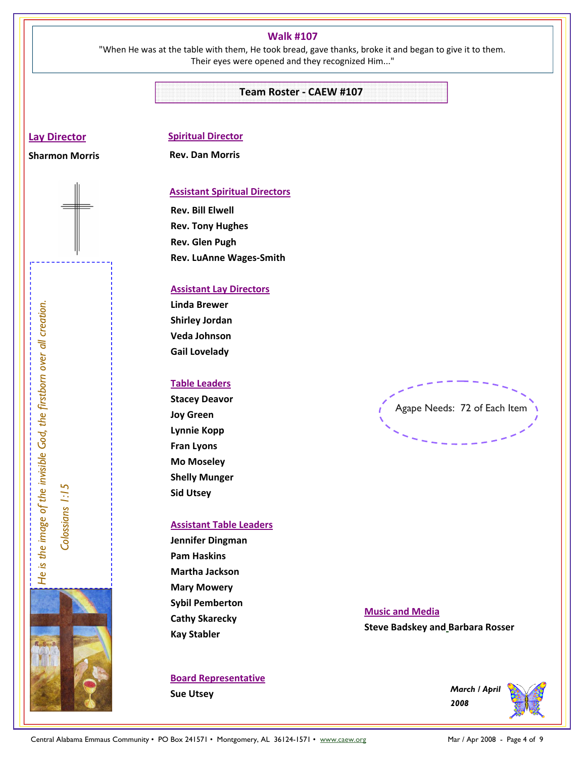## Walk #107

"When He was at the table with them, He took bread, gave thanks, broke it and began to give it to them. Their eyes were opened and they recognized Him..."

### Team Roster - CAEW #107

**Lay Director**

**Sharmon Morris**

*He is the image of the invisible God, the firstborn over all creation.*

*Colossians 1:15*

**Spiritual Director**

**Rev. Dan Morris**

**Assistant Spiritual Directors**

**Rev. Bill Elwell**
**Rev. Tony Hughes**
**Rev. Glen Pugh**
**Rev. LuAnne Wages-Smith**

**Assistant Lay Directors**

**Linda Brewer**
**Shirley Jordan**
**Veda Johnson**
**Gail Lovelady**

**Table Leaders**

**Stacey Deavor**
**Joy Green**
**Lynnie Kopp**
**Fran Lyons**
**Mo Moseley**
**Shelly Munger**
**Sid Utsey**

**Assistant Table Leaders**

**Jennifer Dingman**
**Pam Haskins**
**Martha Jackson**
**Mary Mowery**
**Sybil Pemberton**
**Cathy Skarecky**
**Kay Stabler**

**Board Representative**

**Sue Utsey**

Agape Needs: 72 of Each Item

**Music and Media**

**Steve Badskey and Barbara Rosser**

*March / April 2008*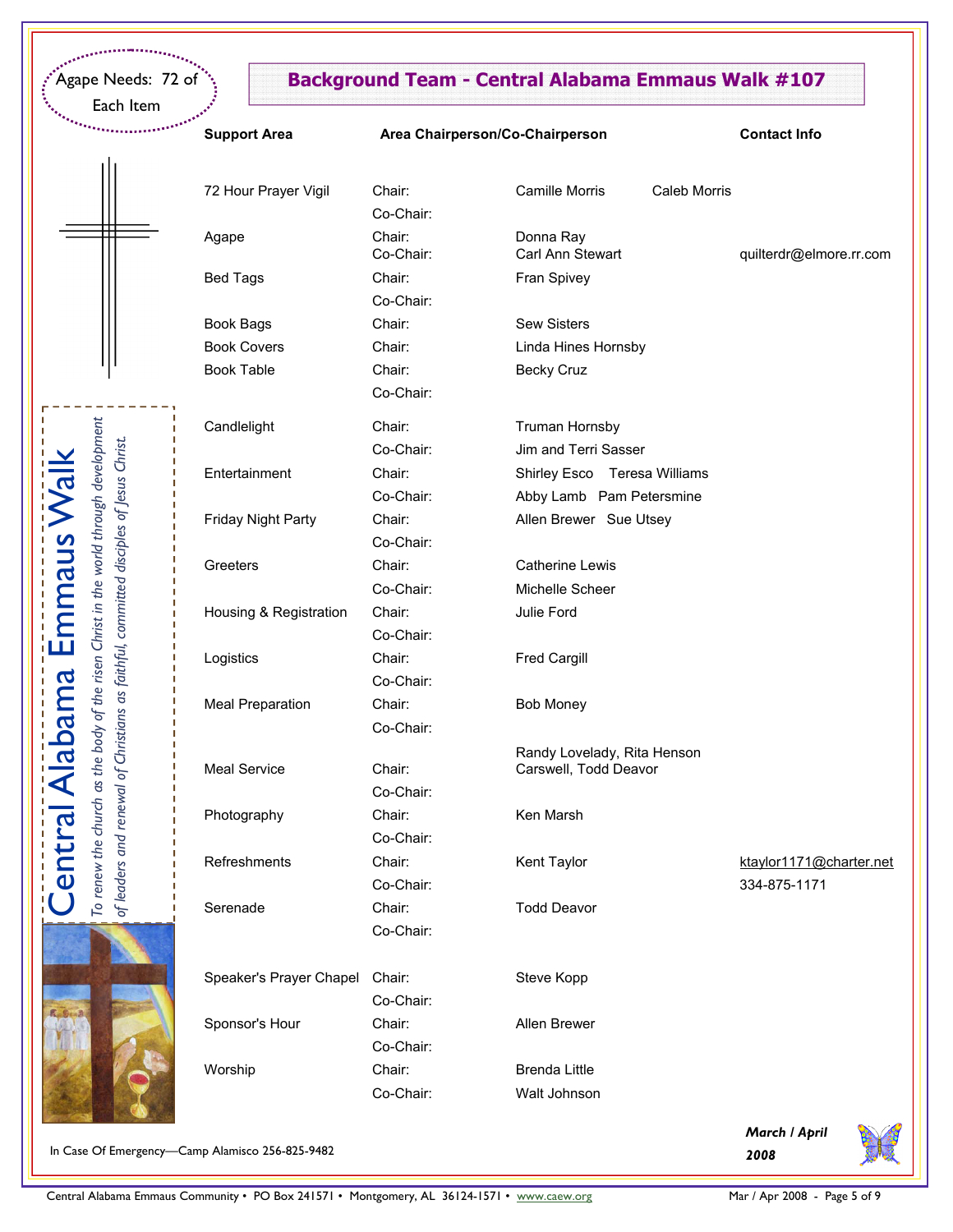Agape Needs: 72 of Each Item

## Background Team - Central Alabama Emmaus Walk #107

| Support Area | | Area Chairperson/Co-Chairperson | Contact Info |
|---|---|---|---|
| 72 Hour Prayer Vigil | Chair: | Camille Morris    Caleb Morris | |
| | Co-Chair: | | |
| Agape | Chair: | Donna Ray | |
| | Co-Chair: | Carl Ann Stewart | quilterdr@elmore.rr.com |
| Bed Tags | Chair: | Fran Spivey | |
| | Co-Chair: | | |
| Book Bags | Chair: | Sew Sisters | |
| Book Covers | Chair: | Linda Hines Hornsby | |
| Book Table | Chair: | Becky Cruz | |
| | Co-Chair: | | |
| Candlelight | Chair: | Truman Hornsby | |
| | Co-Chair: | Jim and Terri Sasser | |
| Entertainment | Chair: | Shirley Esco    Teresa Williams | |
| | Co-Chair: | Abby Lamb    Pam Petersmine | |
| Friday Night Party | Chair: | Allen Brewer    Sue Utsey | |
| | Co-Chair: | | |
| Greeters | Chair: | Catherine Lewis | |
| | Co-Chair: | Michelle Scheer | |
| Housing & Registration | Chair: | Julie Ford | |
| | Co-Chair: | | |
| Logistics | Chair: | Fred Cargill | |
| | Co-Chair: | | |
| Meal Preparation | Chair: | Bob Money | |
| | Co-Chair: | | |
| Meal Service | Chair: | Randy Lovelady, Rita Henson Carswell, Todd Deavor | |
| | Co-Chair: | | |
| Photography | Chair: | Ken Marsh | |
| | Co-Chair: | | |
| Refreshments | Chair: | Kent Taylor | ktaylor1171@charter.net |
| | Co-Chair: | | 334-875-1171 |
| Serenade | Chair: | Todd Deavor | |
| | Co-Chair: | | |
| Speaker's Prayer Chapel | Chair: | Steve Kopp | |
| | Co-Chair: | | |
| Sponsor's Hour | Chair: | Allen Brewer | |
| | Co-Chair: | | |
| Worship | Chair: | Brenda Little | |
| | Co-Chair: | Walt Johnson | |

**Central Alabama Emmaus Walk**

*To renew the church as the body of the risen Christ in the world through development of leaders and renewal of Christians as faithful, committed disciples of Jesus Christ.*

In Case Of Emergency—Camp Alamisco 256-825-9482

***March / April 2008***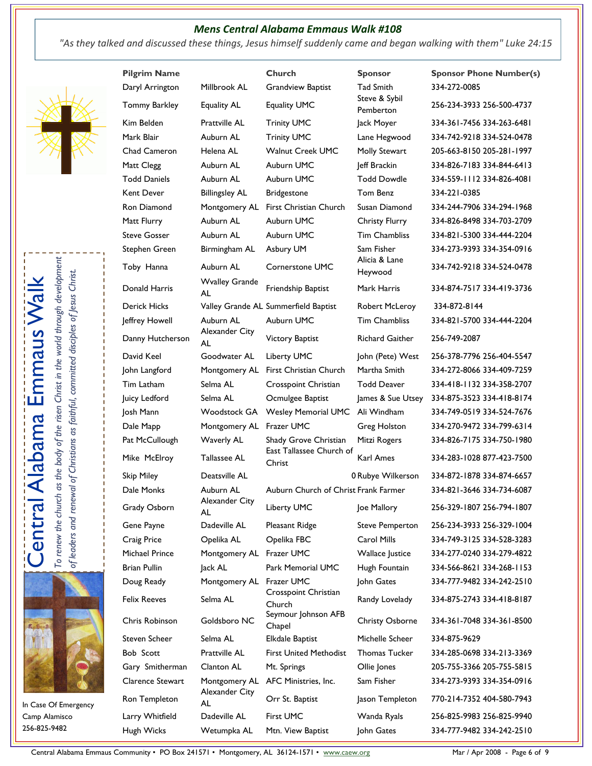## *Mens Central Alabama Emmaus Walk #108*

*"As they talked and discussed these things, Jesus himself suddenly came and began walking with them" Luke 24:15*

Central Alabama Emmaus Walk

*To renew the church as the body of the risen Christ in the world through development of leaders and renewal of Christians as faithful, committed disciples of Jesus Christ.*

| Pilgrim Name | | Church | Sponsor | Sponsor Phone Number(s) |
|---|---|---|---|---|
| Daryl Arrington | Millbrook AL | Grandview Baptist | Tad Smith | 334-272-0085 |
| Tommy Barkley | Equality AL | Equality UMC | Steve & Sybil Pemberton | 256-234-3933 256-500-4737 |
| Kim Belden | Prattville AL | Trinity UMC | Jack Moyer | 334-361-7456 334-263-6481 |
| Mark Blair | Auburn AL | Trinity UMC | Lane Hegwood | 334-742-9218 334-524-0478 |
| Chad Cameron | Helena AL | Walnut Creek UMC | Molly Stewart | 205-663-8150 205-281-1997 |
| Matt Clegg | Auburn AL | Auburn UMC | Jeff Brackin | 334-826-7183 334-844-6413 |
| Todd Daniels | Auburn AL | Auburn UMC | Todd Dowdle | 334-559-1112 334-826-4081 |
| Kent Dever | Billingsley AL | Bridgestone | Tom Benz | 334-221-0385 |
| Ron Diamond | Montgomery AL | First Christian Church | Susan Diamond | 334-244-7906 334-294-1968 |
| Matt Flurry | Auburn AL | Auburn UMC | Christy Flurry | 334-826-8498 334-703-2709 |
| Steve Gosser | Auburn AL | Auburn UMC | Tim Chambliss | 334-821-5300 334-444-2204 |
| Stephen Green | Birmingham AL | Asbury UM | Sam Fisher | 334-273-9393 334-354-0916 |
| Toby Hanna | Auburn AL | Cornerstone UMC | Alicia & Lane Heywood | 334-742-9218 334-524-0478 |
| Donald Harris | Wvalley Grande AL | Friendship Baptist | Mark Harris | 334-874-7517 334-419-3736 |
| Derick Hicks | Valley Grande AL | Summerfield Baptist | Robert McLeroy | 334-872-8144 |
| Jeffrey Howell | Auburn AL | Auburn UMC | Tim Chambliss | 334-821-5700 334-444-2204 |
| Danny Hutcherson | Alexander City AL | Victory Baptist | Richard Gaither | 256-749-2087 |
| David Keel | Goodwater AL | Liberty UMC | John (Pete) West | 256-378-7796 256-404-5547 |
| John Langford | Montgomery AL | First Christian Church | Martha Smith | 334-272-8066 334-409-7259 |
| Tim Latham | Selma AL | Crosspoint Christian | Todd Deaver | 334-418-1132 334-358-2707 |
| Juicy Ledford | Selma AL | Ocmulgee Baptist | James & Sue Utsey | 334-875-3523 334-418-8174 |
| Josh Mann | Woodstock GA | Wesley Memorial UMC | Ali Windham | 334-749-0519 334-524-7676 |
| Dale Mapp | Montgomery AL | Frazer UMC | Greg Holston | 334-270-9472 334-799-6314 |
| Pat McCullough | Waverly AL | Shady Grove Christian | Mitzi Rogers | 334-826-7175 334-750-1980 |
| Mike McElroy | Tallassee AL | East Tallassee Church of Christ | Karl Ames | 334-283-1028 877-423-7500 |
| Skip Miley | Deatsville AL | 0 | Rubye Wilkerson | 334-872-1878 334-874-6657 |
| Dale Monks | Auburn AL | Auburn Church of Christ | Frank Farmer | 334-821-3646 334-734-6087 |
| Grady Osborn | Alexander City AL | Liberty UMC | Joe Mallory | 256-329-1807 256-794-1807 |
| Gene Payne | Dadeville AL | Pleasant Ridge | Steve Pemperton | 256-234-3933 256-329-1004 |
| Craig Price | Opelika AL | Opelika FBC | Carol Mills | 334-749-3125 334-528-3283 |
| Michael Prince | Montgomery AL | Frazer UMC | Wallace Justice | 334-277-0240 334-279-4822 |
| Brian Pullin | Jack AL | Park Memorial UMC | Hugh Fountain | 334-566-8621 334-268-1153 |
| Doug Ready | Montgomery AL | Frazer UMC | John Gates | 334-777-9482 334-242-2510 |
| Felix Reeves | Selma AL | Crosspoint Christian Church | Randy Lovelady | 334-875-2743 334-418-8187 |
| Chris Robinson | Goldsboro NC | Seymour Johnson AFB Chapel | Christy Osborne | 334-361-7048 334-361-8500 |
| Steven Scheer | Selma AL | Elkdale Baptist | Michelle Scheer | 334-875-9629 |
| Bob Scott | Prattville AL | First United Methodist | Thomas Tucker | 334-285-0698 334-213-3369 |
| Gary Smitherman | Clanton AL | Mt. Springs | Ollie Jones | 205-755-3366 205-755-5815 |
| Clarence Stewart | Montgomery AL | AFC Ministries, Inc. | Sam Fisher | 334-273-9393 334-354-0916 |
| Ron Templeton | Alexander City AL | Orr St. Baptist | Jason Templeton | 770-214-7352 404-580-7943 |
| Larry Whitfield | Dadeville AL | First UMC | Wanda Ryals | 256-825-9983 256-825-9940 |
| Hugh Wicks | Wetumpka AL | Mtn. View Baptist | John Gates | 334-777-9482 334-242-2510 |

In Case Of Emergency
Camp Alamisco
256-825-9482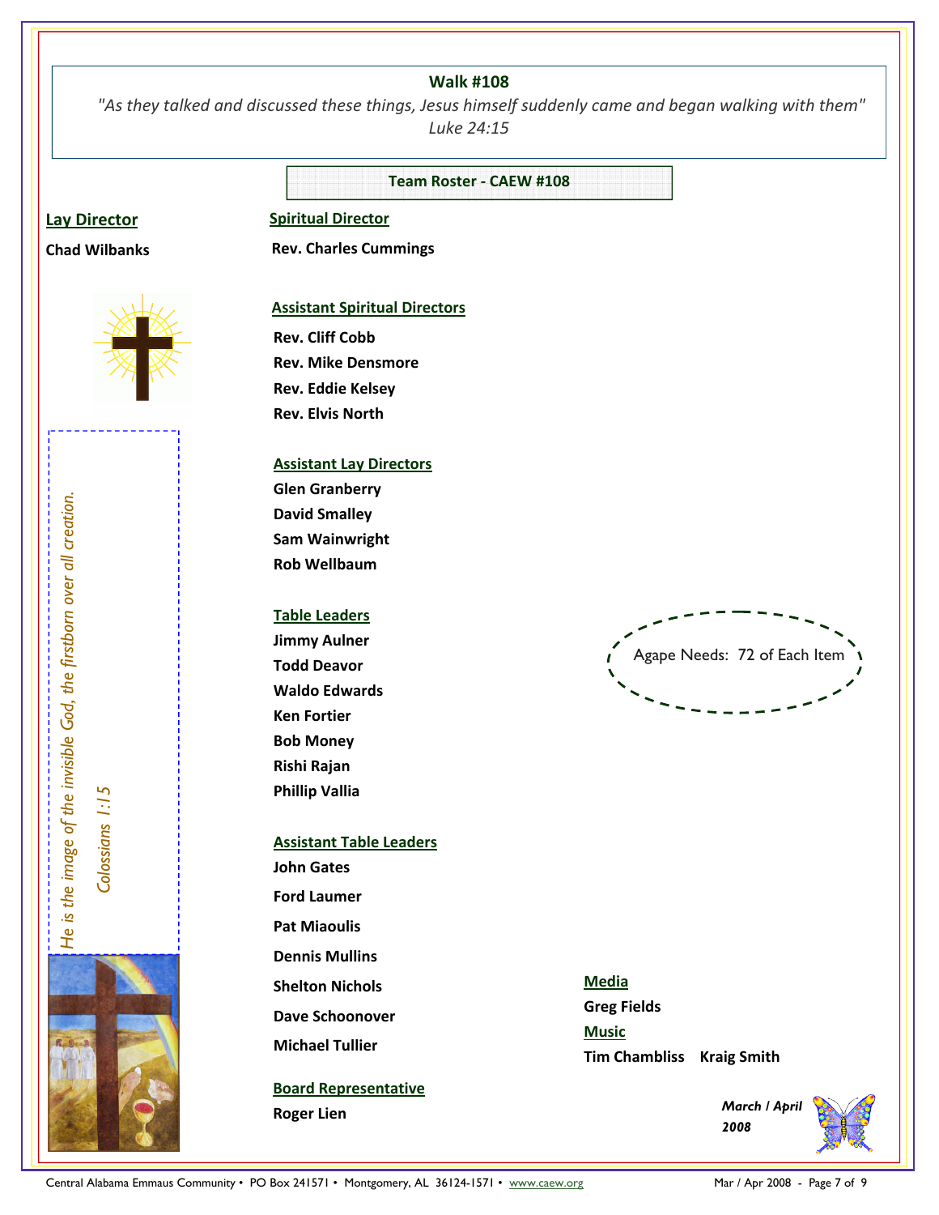## Walk #108

*"As they talked and discussed these things, Jesus himself suddenly came and began walking with them"*
*Luke 24:15*

### Team Roster - CAEW #108

**Lay Director**

**Chad Wilbanks**

**Spiritual Director**

**Rev. Charles Cummings**

**Assistant Spiritual Directors**

**Rev. Cliff Cobb**
**Rev. Mike Densmore**
**Rev. Eddie Kelsey**
**Rev. Elvis North**

**Assistant Lay Directors**

**Glen Granberry**
**David Smalley**
**Sam Wainwright**
**Rob Wellbaum**

**Table Leaders**

**Jimmy Aulner**
**Todd Deavor**
**Waldo Edwards**
**Ken Fortier**
**Bob Money**
**Rishi Rajan**
**Phillip Vallia**

**Assistant Table Leaders**

**John Gates**
**Ford Laumer**
**Pat Miaoulis**
**Dennis Mullins**
**Shelton Nichols**
**Dave Schoonover**
**Michael Tullier**

**Board Representative**

**Roger Lien**

Agape Needs: 72 of Each Item

**Media**

**Greg Fields**

**Music**

**Tim Chambliss    Kraig Smith**

*He is the image of the invisible God, the firstborn over all creation.*

*Colossians 1:15*

***March / April 2008***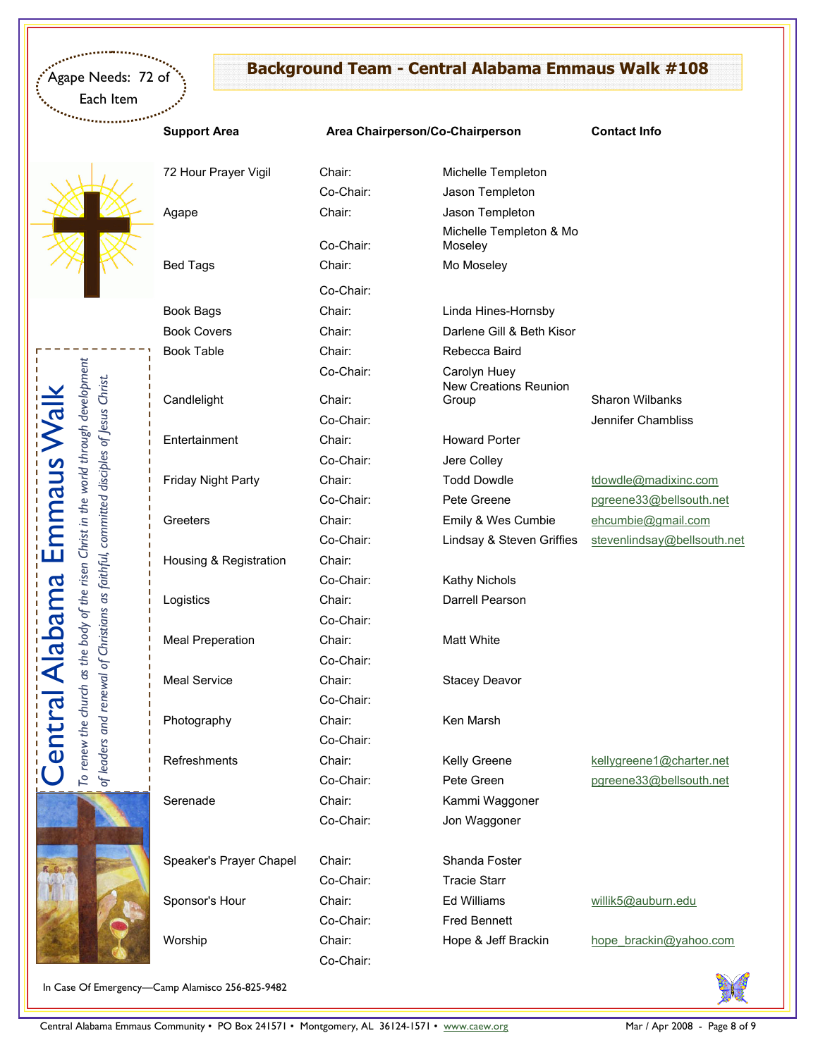Agape Needs: 72 of Each Item

## Background Team - Central Alabama Emmaus Walk #108

| Support Area | Area Chairperson/Co-Chairperson | | Contact Info |
|---|---|---|---|
| 72 Hour Prayer Vigil | Chair: | Michelle Templeton | |
| | Co-Chair: | Jason Templeton | |
| Agape | Chair: | Jason Templeton | |
| | Co-Chair: | Michelle Templeton & Mo Moseley | |
| Bed Tags | Chair: | Mo Moseley | |
| | Co-Chair: | | |
| Book Bags | Chair: | Linda Hines-Hornsby | |
| Book Covers | Chair: | Darlene Gill & Beth Kisor | |
| Book Table | Chair: | Rebecca Baird | |
| | Co-Chair: | Carolyn Huey | |
| Candlelight | Chair: | New Creations Reunion Group | Sharon Wilbanks |
| | Co-Chair: | | Jennifer Chambliss |
| Entertainment | Chair: | Howard Porter | |
| | Co-Chair: | Jere Colley | |
| Friday Night Party | Chair: | Todd Dowdle | tdowdle@madixinc.com |
| | Co-Chair: | Pete Greene | pgreene33@bellsouth.net |
| Greeters | Chair: | Emily & Wes Cumbie | ehcumbie@gmail.com |
| | Co-Chair: | Lindsay & Steven Griffies | stevenlindsay@bellsouth.net |
| Housing & Registration | Chair: | | |
| | Co-Chair: | Kathy Nichols | |
| Logistics | Chair: | Darrell Pearson | |
| | Co-Chair: | | |
| Meal Preperation | Chair: | Matt White | |
| | Co-Chair: | | |
| Meal Service | Chair: | Stacey Deavor | |
| | Co-Chair: | | |
| Photography | Chair: | Ken Marsh | |
| | Co-Chair: | | |
| Refreshments | Chair: | Kelly Greene | kellygreene1@charter.net |
| | Co-Chair: | Pete Green | pgreene33@bellsouth.net |
| Serenade | Chair: | Kammi Waggoner | |
| | Co-Chair: | Jon Waggoner | |
| Speaker's Prayer Chapel | Chair: | Shanda Foster | |
| | Co-Chair: | Tracie Starr | |
| Sponsor's Hour | Chair: | Ed Williams | willik5@auburn.edu |
| | Co-Chair: | Fred Bennett | |
| Worship | Chair: | Hope & Jeff Brackin | hope_brackin@yahoo.com |
| | Co-Chair: | | |

**Central Alabama Emmaus Walk**

*To renew the church as the body of the risen Christ in the world through development of leaders and renewal of Christians as faithful, committed disciples of Jesus Christ.*

In Case Of Emergency—Camp Alamisco 256-825-9482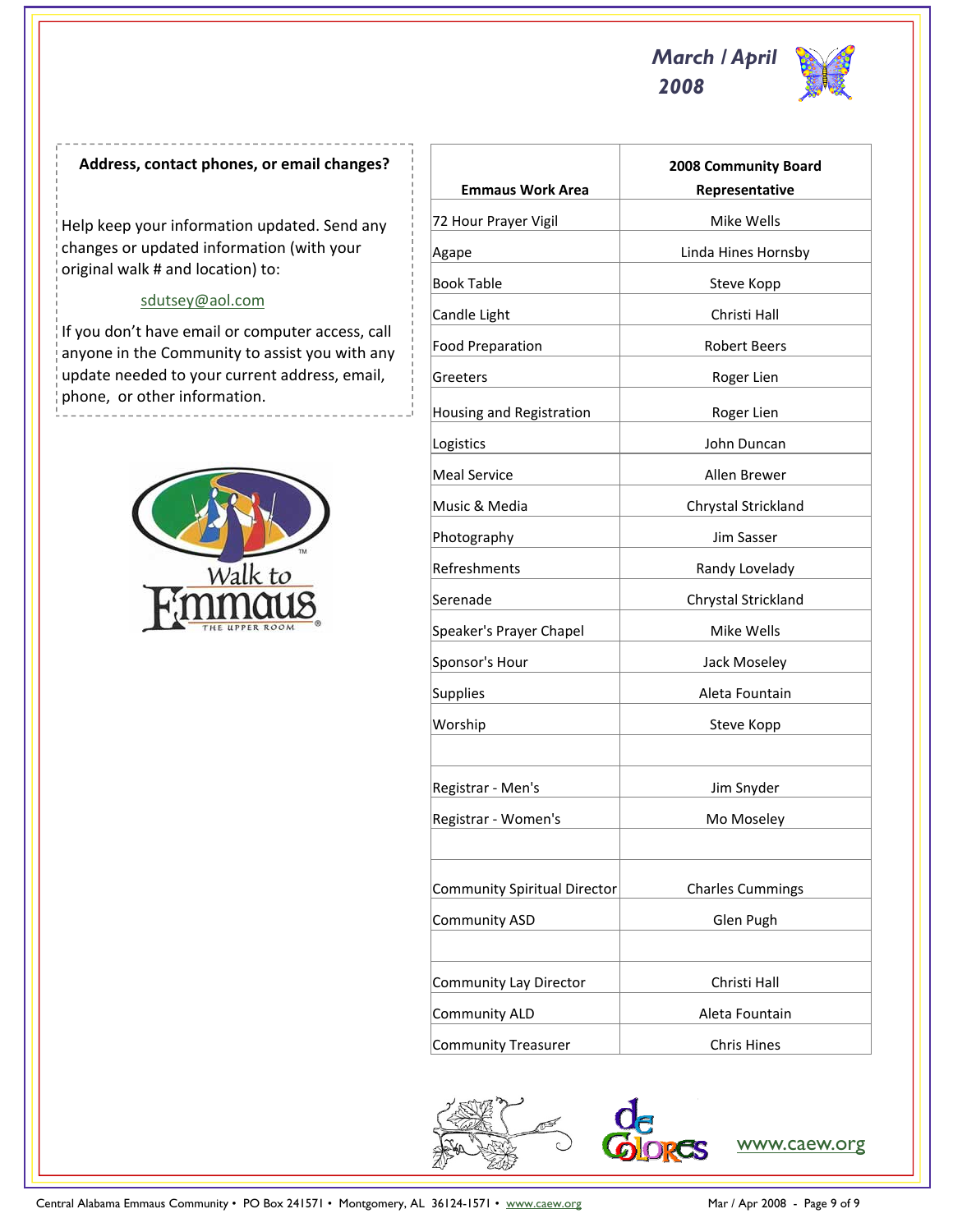March / April 2008

**Address, contact phones, or email changes?**

Help keep your information updated. Send any changes or updated information (with your original walk # and location) to:

sdutsey@aol.com

If you don't have email or computer access, call anyone in the Community to assist you with any update needed to your current address, email, phone, or other information.

| Emmaus Work Area | 2008 Community Board Representative |
|---|---|
| 72 Hour Prayer Vigil | Mike Wells |
| Agape | Linda Hines Hornsby |
| Book Table | Steve Kopp |
| Candle Light | Christi Hall |
| Food Preparation | Robert Beers |
| Greeters | Roger Lien |
| Housing and Registration | Roger Lien |
| Logistics | John Duncan |
| Meal Service | Allen Brewer |
| Music & Media | Chrystal Strickland |
| Photography | Jim Sasser |
| Refreshments | Randy Lovelady |
| Serenade | Chrystal Strickland |
| Speaker's Prayer Chapel | Mike Wells |
| Sponsor's Hour | Jack Moseley |
| Supplies | Aleta Fountain |
| Worship | Steve Kopp |
| | |
| Registrar - Men's | Jim Snyder |
| Registrar - Women's | Mo Moseley |
| | |
| Community Spiritual Director | Charles Cummings |
| Community ASD | Glen Pugh |
| | |
| Community Lay Director | Christi Hall |
| Community ALD | Aleta Fountain |
| Community Treasurer | Chris Hines |

www.caew.org